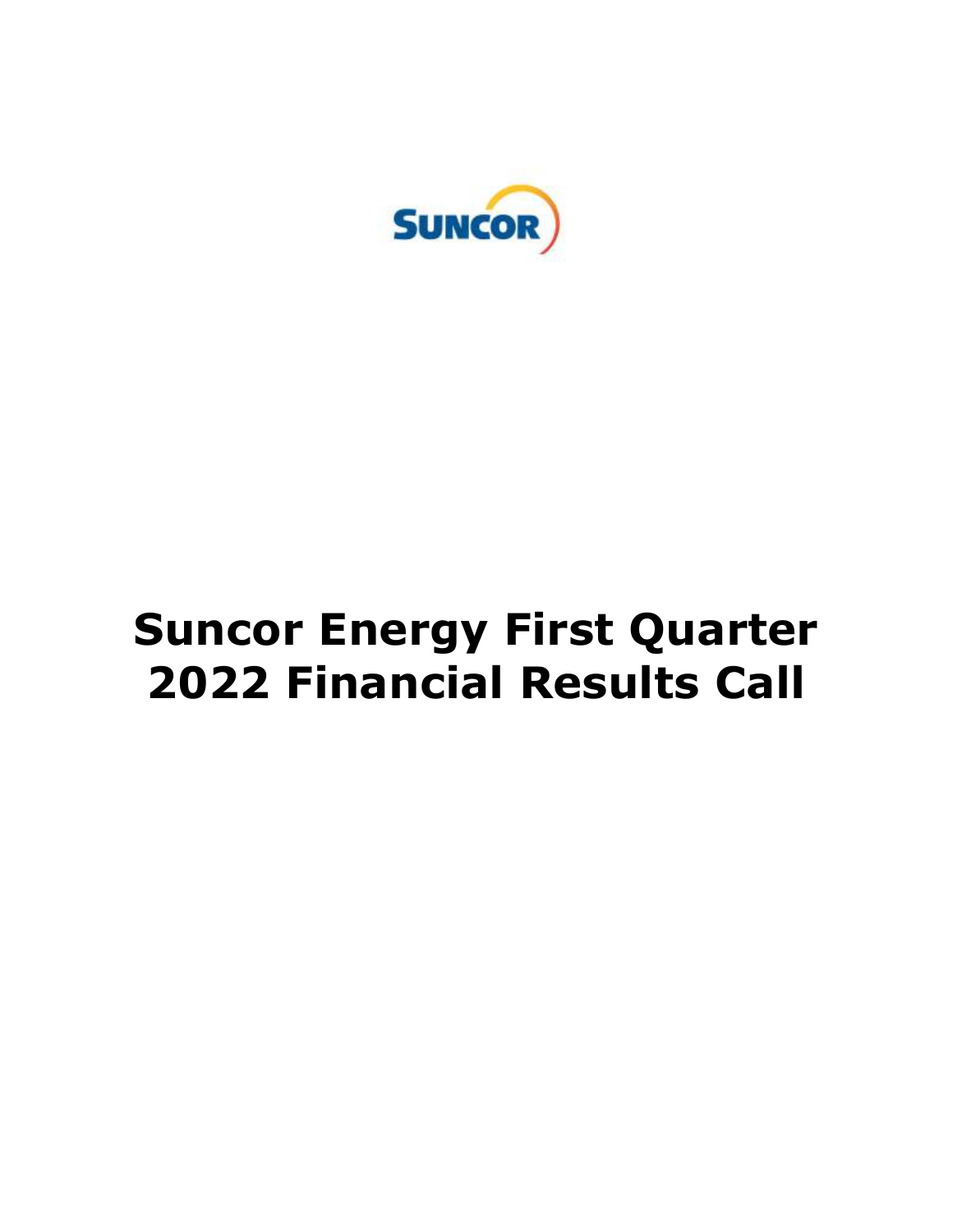SUNCOR

# Suncor Energy First Quarter 2022 Financial Results Call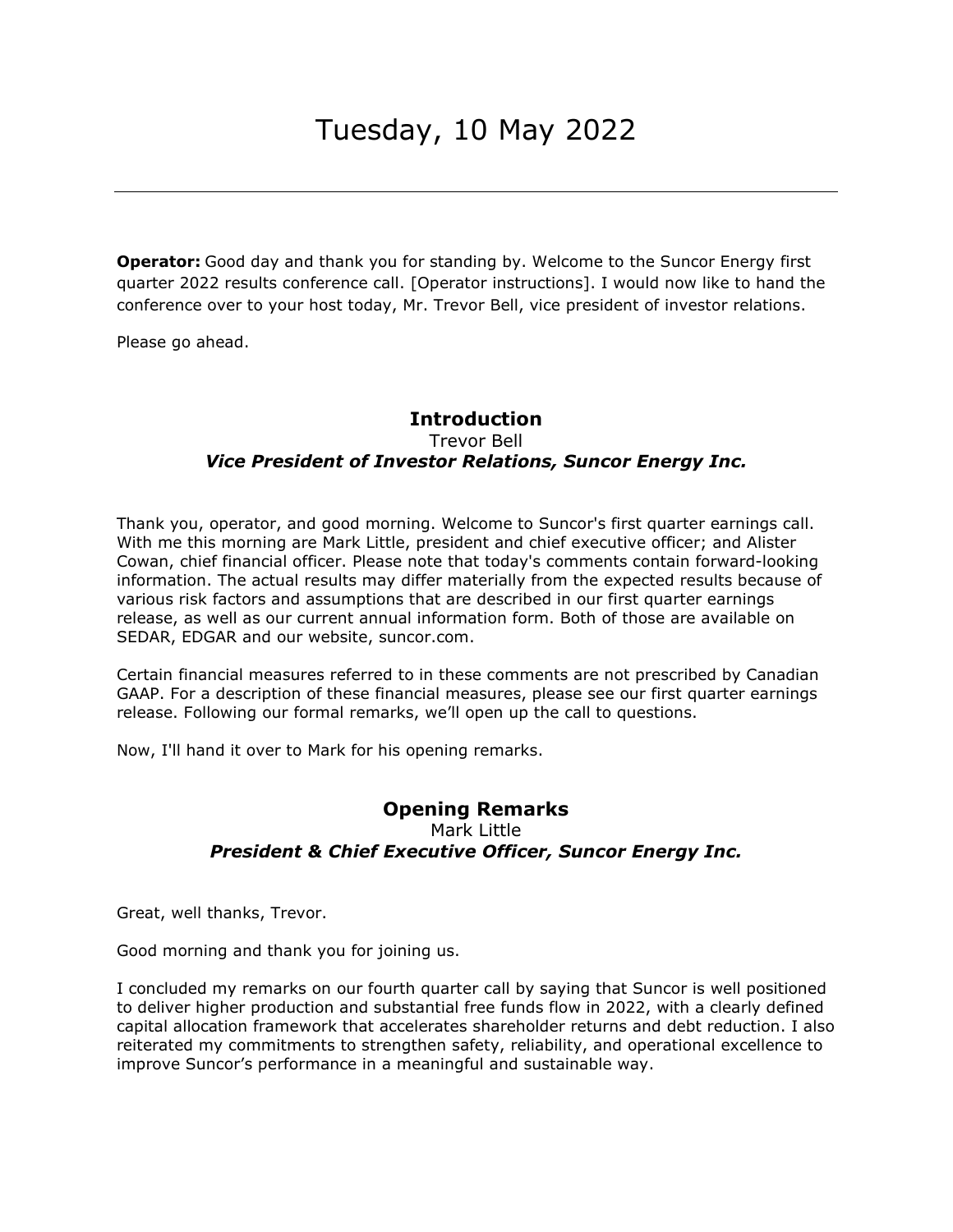# Tuesday, 10 May 2022

---

**Operator:** Good day and thank you for standing by. Welcome to the Suncor Energy first quarter 2022 results conference call. [Operator instructions]. I would now like to hand the conference over to your host today, Mr. Trevor Bell, vice president of investor relations.

Please go ahead.

## Introduction

Trevor Bell

***Vice President of Investor Relations, Suncor Energy Inc.***

Thank you, operator, and good morning. Welcome to Suncor's first quarter earnings call. With me this morning are Mark Little, president and chief executive officer; and Alister Cowan, chief financial officer. Please note that today's comments contain forward-looking information. The actual results may differ materially from the expected results because of various risk factors and assumptions that are described in our first quarter earnings release, as well as our current annual information form. Both of those are available on SEDAR, EDGAR and our website, suncor.com.

Certain financial measures referred to in these comments are not prescribed by Canadian GAAP. For a description of these financial measures, please see our first quarter earnings release. Following our formal remarks, we'll open up the call to questions.

Now, I'll hand it over to Mark for his opening remarks.

## Opening Remarks

Mark Little

***President & Chief Executive Officer, Suncor Energy Inc.***

Great, well thanks, Trevor.

Good morning and thank you for joining us.

I concluded my remarks on our fourth quarter call by saying that Suncor is well positioned to deliver higher production and substantial free funds flow in 2022, with a clearly defined capital allocation framework that accelerates shareholder returns and debt reduction. I also reiterated my commitments to strengthen safety, reliability, and operational excellence to improve Suncor's performance in a meaningful and sustainable way.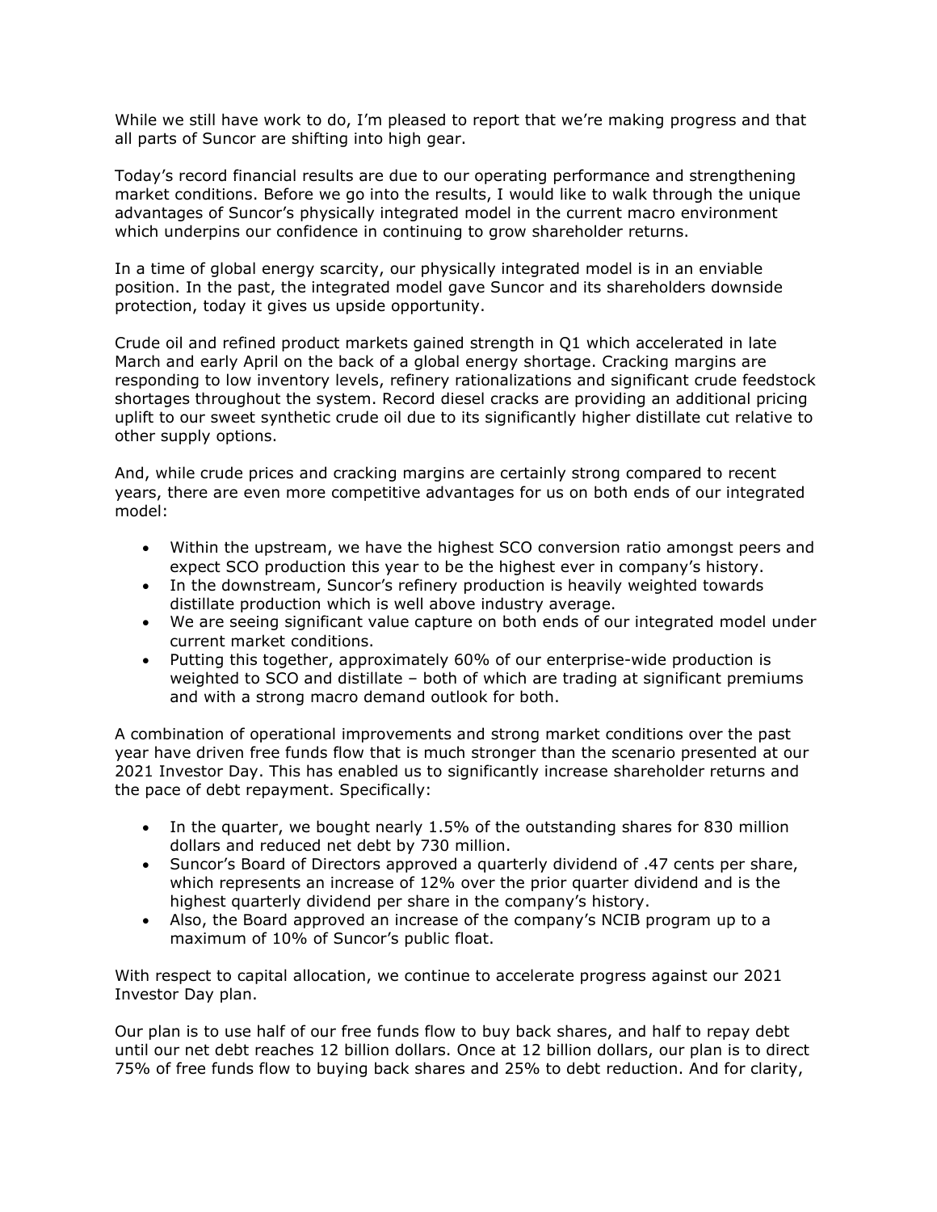While we still have work to do, I'm pleased to report that we're making progress and that all parts of Suncor are shifting into high gear.

Today's record financial results are due to our operating performance and strengthening market conditions. Before we go into the results, I would like to walk through the unique advantages of Suncor's physically integrated model in the current macro environment which underpins our confidence in continuing to grow shareholder returns.

In a time of global energy scarcity, our physically integrated model is in an enviable position. In the past, the integrated model gave Suncor and its shareholders downside protection, today it gives us upside opportunity.

Crude oil and refined product markets gained strength in Q1 which accelerated in late March and early April on the back of a global energy shortage. Cracking margins are responding to low inventory levels, refinery rationalizations and significant crude feedstock shortages throughout the system. Record diesel cracks are providing an additional pricing uplift to our sweet synthetic crude oil due to its significantly higher distillate cut relative to other supply options.

And, while crude prices and cracking margins are certainly strong compared to recent years, there are even more competitive advantages for us on both ends of our integrated model:

- Within the upstream, we have the highest SCO conversion ratio amongst peers and expect SCO production this year to be the highest ever in company's history.
- In the downstream, Suncor's refinery production is heavily weighted towards distillate production which is well above industry average.
- We are seeing significant value capture on both ends of our integrated model under current market conditions.
- Putting this together, approximately 60% of our enterprise-wide production is weighted to SCO and distillate – both of which are trading at significant premiums and with a strong macro demand outlook for both.

A combination of operational improvements and strong market conditions over the past year have driven free funds flow that is much stronger than the scenario presented at our 2021 Investor Day. This has enabled us to significantly increase shareholder returns and the pace of debt repayment. Specifically:

- In the quarter, we bought nearly 1.5% of the outstanding shares for 830 million dollars and reduced net debt by 730 million.
- Suncor's Board of Directors approved a quarterly dividend of .47 cents per share, which represents an increase of 12% over the prior quarter dividend and is the highest quarterly dividend per share in the company's history.
- Also, the Board approved an increase of the company's NCIB program up to a maximum of 10% of Suncor's public float.

With respect to capital allocation, we continue to accelerate progress against our 2021 Investor Day plan.

Our plan is to use half of our free funds flow to buy back shares, and half to repay debt until our net debt reaches 12 billion dollars. Once at 12 billion dollars, our plan is to direct 75% of free funds flow to buying back shares and 25% to debt reduction. And for clarity,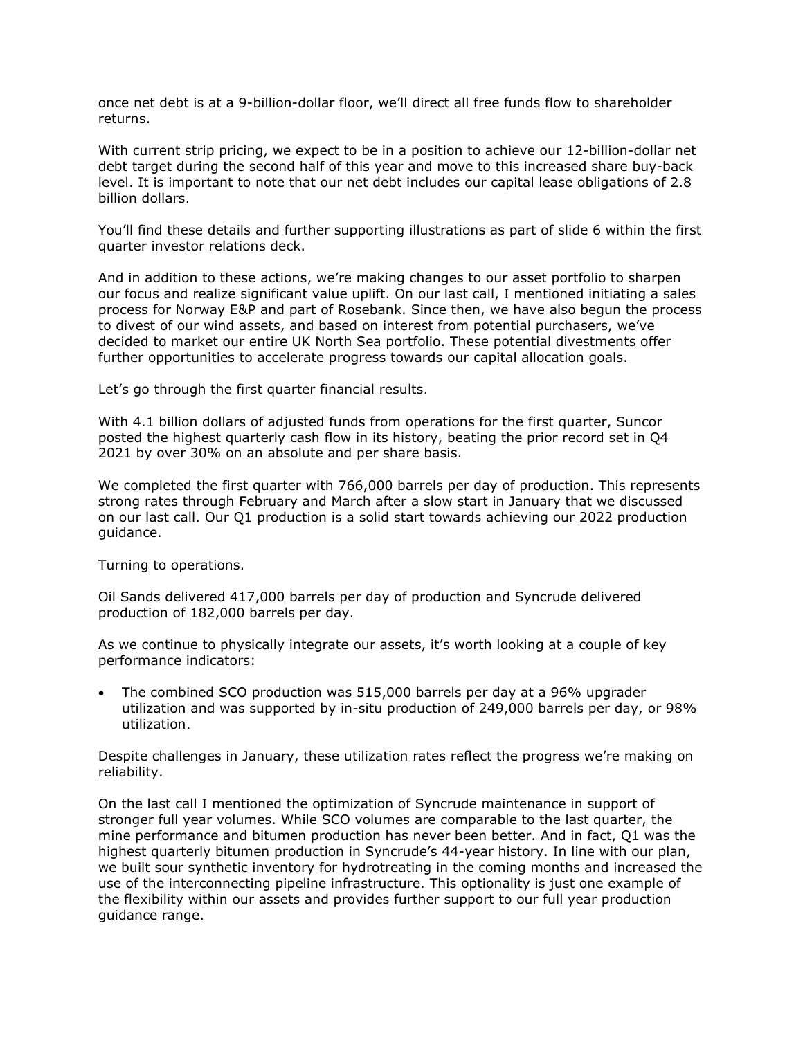once net debt is at a 9-billion-dollar floor, we'll direct all free funds flow to shareholder returns.

With current strip pricing, we expect to be in a position to achieve our 12-billion-dollar net debt target during the second half of this year and move to this increased share buy-back level. It is important to note that our net debt includes our capital lease obligations of 2.8 billion dollars.

You'll find these details and further supporting illustrations as part of slide 6 within the first quarter investor relations deck.

And in addition to these actions, we're making changes to our asset portfolio to sharpen our focus and realize significant value uplift. On our last call, I mentioned initiating a sales process for Norway E&P and part of Rosebank. Since then, we have also begun the process to divest of our wind assets, and based on interest from potential purchasers, we've decided to market our entire UK North Sea portfolio. These potential divestments offer further opportunities to accelerate progress towards our capital allocation goals.

Let's go through the first quarter financial results.

With 4.1 billion dollars of adjusted funds from operations for the first quarter, Suncor posted the highest quarterly cash flow in its history, beating the prior record set in Q4 2021 by over 30% on an absolute and per share basis.

We completed the first quarter with 766,000 barrels per day of production. This represents strong rates through February and March after a slow start in January that we discussed on our last call. Our Q1 production is a solid start towards achieving our 2022 production guidance.

Turning to operations.

Oil Sands delivered 417,000 barrels per day of production and Syncrude delivered production of 182,000 barrels per day.

As we continue to physically integrate our assets, it's worth looking at a couple of key performance indicators:

- The combined SCO production was 515,000 barrels per day at a 96% upgrader utilization and was supported by in-situ production of 249,000 barrels per day, or 98% utilization.

Despite challenges in January, these utilization rates reflect the progress we're making on reliability.

On the last call I mentioned the optimization of Syncrude maintenance in support of stronger full year volumes. While SCO volumes are comparable to the last quarter, the mine performance and bitumen production has never been better. And in fact, Q1 was the highest quarterly bitumen production in Syncrude's 44-year history. In line with our plan, we built sour synthetic inventory for hydrotreating in the coming months and increased the use of the interconnecting pipeline infrastructure. This optionality is just one example of the flexibility within our assets and provides further support to our full year production guidance range.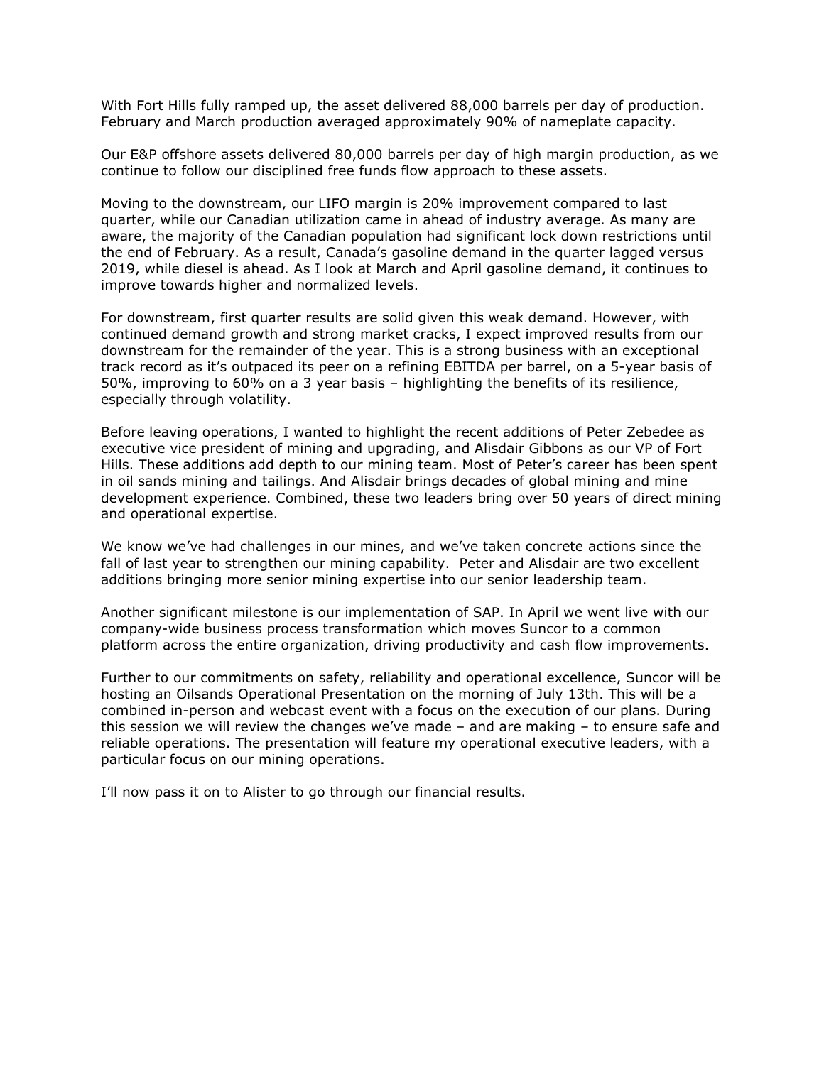With Fort Hills fully ramped up, the asset delivered 88,000 barrels per day of production. February and March production averaged approximately 90% of nameplate capacity.

Our E&P offshore assets delivered 80,000 barrels per day of high margin production, as we continue to follow our disciplined free funds flow approach to these assets.

Moving to the downstream, our LIFO margin is 20% improvement compared to last quarter, while our Canadian utilization came in ahead of industry average. As many are aware, the majority of the Canadian population had significant lock down restrictions until the end of February. As a result, Canada's gasoline demand in the quarter lagged versus 2019, while diesel is ahead. As I look at March and April gasoline demand, it continues to improve towards higher and normalized levels.

For downstream, first quarter results are solid given this weak demand. However, with continued demand growth and strong market cracks, I expect improved results from our downstream for the remainder of the year. This is a strong business with an exceptional track record as it's outpaced its peer on a refining EBITDA per barrel, on a 5-year basis of 50%, improving to 60% on a 3 year basis – highlighting the benefits of its resilience, especially through volatility.

Before leaving operations, I wanted to highlight the recent additions of Peter Zebedee as executive vice president of mining and upgrading, and Alisdair Gibbons as our VP of Fort Hills. These additions add depth to our mining team. Most of Peter's career has been spent in oil sands mining and tailings. And Alisdair brings decades of global mining and mine development experience. Combined, these two leaders bring over 50 years of direct mining and operational expertise.

We know we've had challenges in our mines, and we've taken concrete actions since the fall of last year to strengthen our mining capability. Peter and Alisdair are two excellent additions bringing more senior mining expertise into our senior leadership team.

Another significant milestone is our implementation of SAP. In April we went live with our company-wide business process transformation which moves Suncor to a common platform across the entire organization, driving productivity and cash flow improvements.

Further to our commitments on safety, reliability and operational excellence, Suncor will be hosting an Oilsands Operational Presentation on the morning of July 13th. This will be a combined in-person and webcast event with a focus on the execution of our plans. During this session we will review the changes we've made – and are making – to ensure safe and reliable operations. The presentation will feature my operational executive leaders, with a particular focus on our mining operations.

I'll now pass it on to Alister to go through our financial results.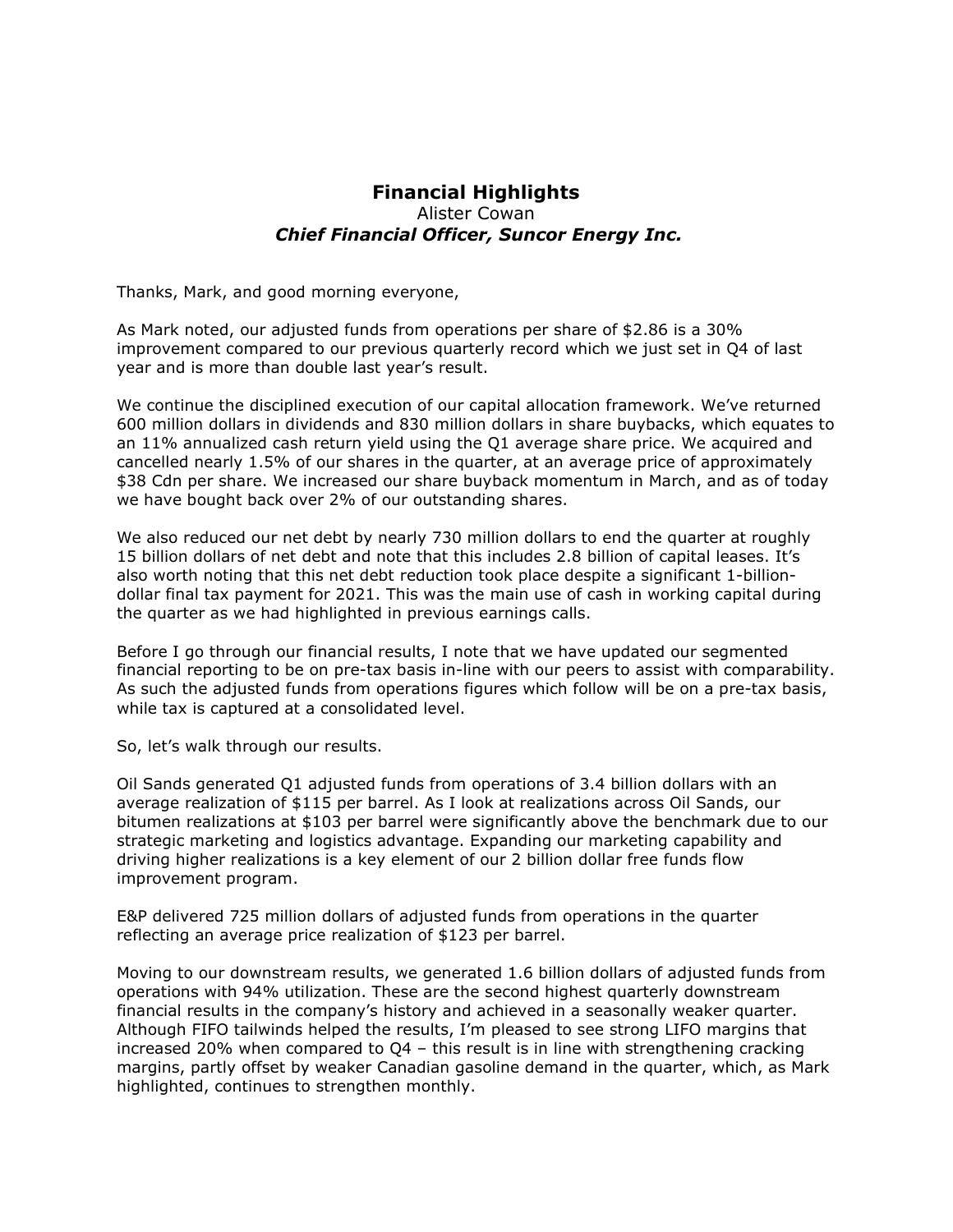## Financial Highlights

Alister Cowan

***Chief Financial Officer, Suncor Energy Inc.***

Thanks, Mark, and good morning everyone,

As Mark noted, our adjusted funds from operations per share of $2.86 is a 30% improvement compared to our previous quarterly record which we just set in Q4 of last year and is more than double last year's result.

We continue the disciplined execution of our capital allocation framework. We've returned 600 million dollars in dividends and 830 million dollars in share buybacks, which equates to an 11% annualized cash return yield using the Q1 average share price. We acquired and cancelled nearly 1.5% of our shares in the quarter, at an average price of approximately $38 Cdn per share. We increased our share buyback momentum in March, and as of today we have bought back over 2% of our outstanding shares.

We also reduced our net debt by nearly 730 million dollars to end the quarter at roughly 15 billion dollars of net debt and note that this includes 2.8 billion of capital leases. It's also worth noting that this net debt reduction took place despite a significant 1-billion-dollar final tax payment for 2021. This was the main use of cash in working capital during the quarter as we had highlighted in previous earnings calls.

Before I go through our financial results, I note that we have updated our segmented financial reporting to be on pre-tax basis in-line with our peers to assist with comparability. As such the adjusted funds from operations figures which follow will be on a pre-tax basis, while tax is captured at a consolidated level.

So, let's walk through our results.

Oil Sands generated Q1 adjusted funds from operations of 3.4 billion dollars with an average realization of $115 per barrel. As I look at realizations across Oil Sands, our bitumen realizations at $103 per barrel were significantly above the benchmark due to our strategic marketing and logistics advantage. Expanding our marketing capability and driving higher realizations is a key element of our 2 billion dollar free funds flow improvement program.

E&P delivered 725 million dollars of adjusted funds from operations in the quarter reflecting an average price realization of $123 per barrel.

Moving to our downstream results, we generated 1.6 billion dollars of adjusted funds from operations with 94% utilization. These are the second highest quarterly downstream financial results in the company's history and achieved in a seasonally weaker quarter. Although FIFO tailwinds helped the results, I'm pleased to see strong LIFO margins that increased 20% when compared to Q4 – this result is in line with strengthening cracking margins, partly offset by weaker Canadian gasoline demand in the quarter, which, as Mark highlighted, continues to strengthen monthly.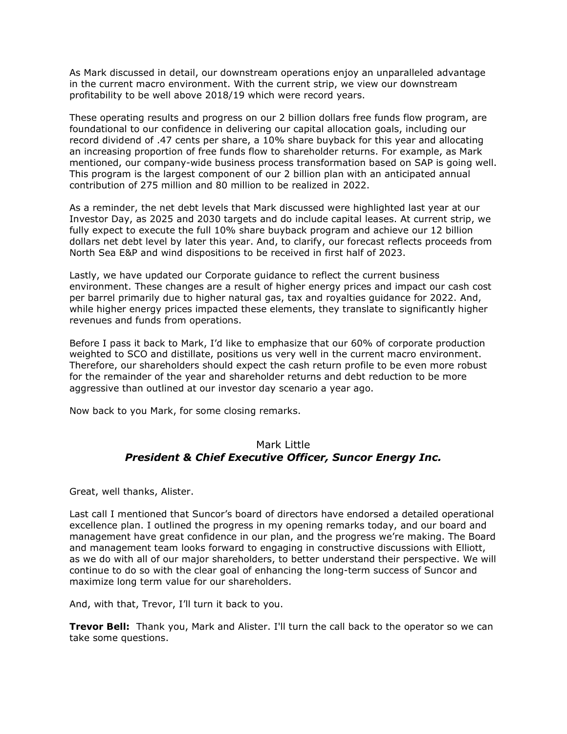As Mark discussed in detail, our downstream operations enjoy an unparalleled advantage in the current macro environment. With the current strip, we view our downstream profitability to be well above 2018/19 which were record years.

These operating results and progress on our 2 billion dollars free funds flow program, are foundational to our confidence in delivering our capital allocation goals, including our record dividend of .47 cents per share, a 10% share buyback for this year and allocating an increasing proportion of free funds flow to shareholder returns. For example, as Mark mentioned, our company-wide business process transformation based on SAP is going well. This program is the largest component of our 2 billion plan with an anticipated annual contribution of 275 million and 80 million to be realized in 2022.

As a reminder, the net debt levels that Mark discussed were highlighted last year at our Investor Day, as 2025 and 2030 targets and do include capital leases. At current strip, we fully expect to execute the full 10% share buyback program and achieve our 12 billion dollars net debt level by later this year. And, to clarify, our forecast reflects proceeds from North Sea E&P and wind dispositions to be received in first half of 2023.

Lastly, we have updated our Corporate guidance to reflect the current business environment. These changes are a result of higher energy prices and impact our cash cost per barrel primarily due to higher natural gas, tax and royalties guidance for 2022. And, while higher energy prices impacted these elements, they translate to significantly higher revenues and funds from operations.

Before I pass it back to Mark, I'd like to emphasize that our 60% of corporate production weighted to SCO and distillate, positions us very well in the current macro environment. Therefore, our shareholders should expect the cash return profile to be even more robust for the remainder of the year and shareholder returns and debt reduction to be more aggressive than outlined at our investor day scenario a year ago.

Now back to you Mark, for some closing remarks.

Mark Little
***President & Chief Executive Officer, Suncor Energy Inc.***

Great, well thanks, Alister.

Last call I mentioned that Suncor's board of directors have endorsed a detailed operational excellence plan. I outlined the progress in my opening remarks today, and our board and management have great confidence in our plan, and the progress we're making. The Board and management team looks forward to engaging in constructive discussions with Elliott, as we do with all of our major shareholders, to better understand their perspective. We will continue to do so with the clear goal of enhancing the long-term success of Suncor and maximize long term value for our shareholders.

And, with that, Trevor, I'll turn it back to you.

**Trevor Bell:** Thank you, Mark and Alister. I'll turn the call back to the operator so we can take some questions.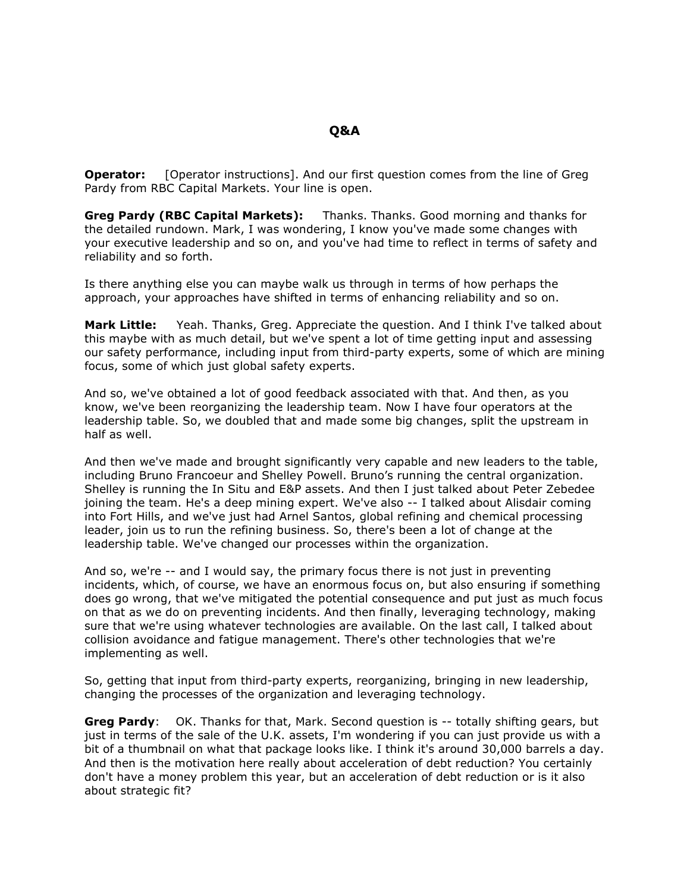## Q&A

**Operator:** [Operator instructions]. And our first question comes from the line of Greg Pardy from RBC Capital Markets. Your line is open.

**Greg Pardy (RBC Capital Markets):** Thanks. Thanks. Good morning and thanks for the detailed rundown. Mark, I was wondering, I know you've made some changes with your executive leadership and so on, and you've had time to reflect in terms of safety and reliability and so forth.

Is there anything else you can maybe walk us through in terms of how perhaps the approach, your approaches have shifted in terms of enhancing reliability and so on.

**Mark Little:** Yeah. Thanks, Greg. Appreciate the question. And I think I've talked about this maybe with as much detail, but we've spent a lot of time getting input and assessing our safety performance, including input from third-party experts, some of which are mining focus, some of which just global safety experts.

And so, we've obtained a lot of good feedback associated with that. And then, as you know, we've been reorganizing the leadership team. Now I have four operators at the leadership table. So, we doubled that and made some big changes, split the upstream in half as well.

And then we've made and brought significantly very capable and new leaders to the table, including Bruno Francoeur and Shelley Powell. Bruno's running the central organization. Shelley is running the In Situ and E&P assets. And then I just talked about Peter Zebedee joining the team. He's a deep mining expert. We've also -- I talked about Alisdair coming into Fort Hills, and we've just had Arnel Santos, global refining and chemical processing leader, join us to run the refining business. So, there's been a lot of change at the leadership table. We've changed our processes within the organization.

And so, we're -- and I would say, the primary focus there is not just in preventing incidents, which, of course, we have an enormous focus on, but also ensuring if something does go wrong, that we've mitigated the potential consequence and put just as much focus on that as we do on preventing incidents. And then finally, leveraging technology, making sure that we're using whatever technologies are available. On the last call, I talked about collision avoidance and fatigue management. There's other technologies that we're implementing as well.

So, getting that input from third-party experts, reorganizing, bringing in new leadership, changing the processes of the organization and leveraging technology.

**Greg Pardy**: OK. Thanks for that, Mark. Second question is -- totally shifting gears, but just in terms of the sale of the U.K. assets, I'm wondering if you can just provide us with a bit of a thumbnail on what that package looks like. I think it's around 30,000 barrels a day. And then is the motivation here really about acceleration of debt reduction? You certainly don't have a money problem this year, but an acceleration of debt reduction or is it also about strategic fit?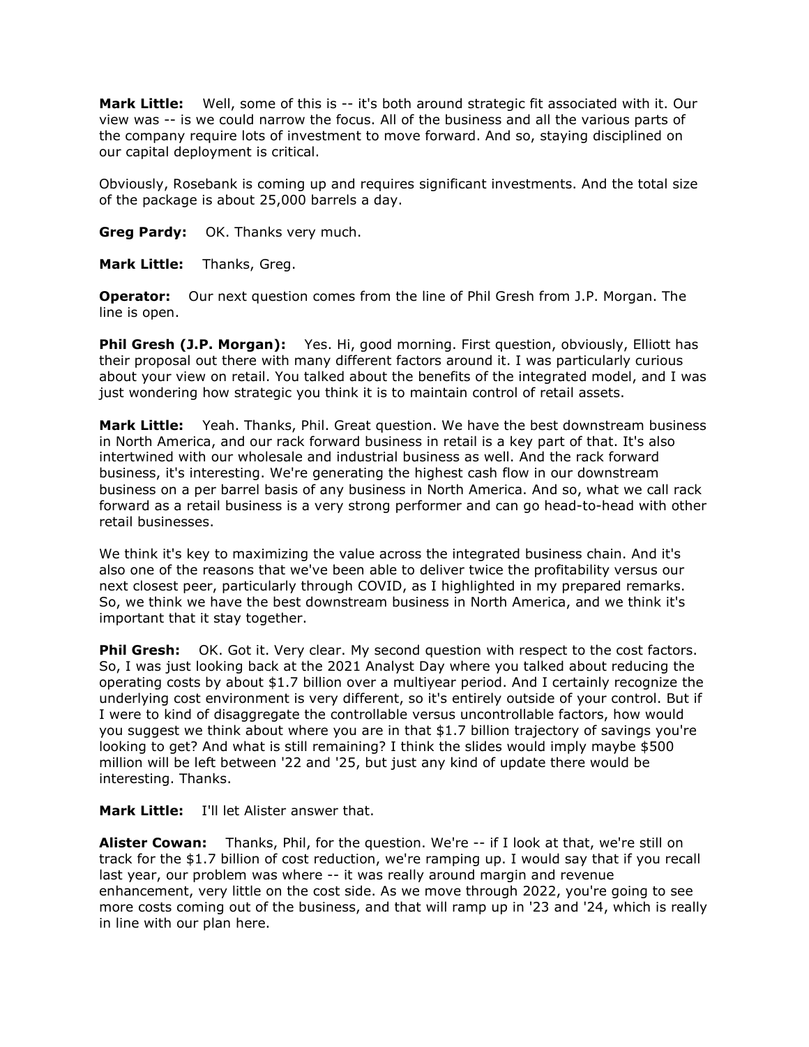**Mark Little:** Well, some of this is -- it's both around strategic fit associated with it. Our view was -- is we could narrow the focus. All of the business and all the various parts of the company require lots of investment to move forward. And so, staying disciplined on our capital deployment is critical.

Obviously, Rosebank is coming up and requires significant investments. And the total size of the package is about 25,000 barrels a day.

**Greg Pardy:** OK. Thanks very much.

**Mark Little:** Thanks, Greg.

**Operator:** Our next question comes from the line of Phil Gresh from J.P. Morgan. The line is open.

**Phil Gresh (J.P. Morgan):** Yes. Hi, good morning. First question, obviously, Elliott has their proposal out there with many different factors around it. I was particularly curious about your view on retail. You talked about the benefits of the integrated model, and I was just wondering how strategic you think it is to maintain control of retail assets.

**Mark Little:** Yeah. Thanks, Phil. Great question. We have the best downstream business in North America, and our rack forward business in retail is a key part of that. It's also intertwined with our wholesale and industrial business as well. And the rack forward business, it's interesting. We're generating the highest cash flow in our downstream business on a per barrel basis of any business in North America. And so, what we call rack forward as a retail business is a very strong performer and can go head-to-head with other retail businesses.

We think it's key to maximizing the value across the integrated business chain. And it's also one of the reasons that we've been able to deliver twice the profitability versus our next closest peer, particularly through COVID, as I highlighted in my prepared remarks. So, we think we have the best downstream business in North America, and we think it's important that it stay together.

**Phil Gresh:** OK. Got it. Very clear. My second question with respect to the cost factors. So, I was just looking back at the 2021 Analyst Day where you talked about reducing the operating costs by about $1.7 billion over a multiyear period. And I certainly recognize the underlying cost environment is very different, so it's entirely outside of your control. But if I were to kind of disaggregate the controllable versus uncontrollable factors, how would you suggest we think about where you are in that $1.7 billion trajectory of savings you're looking to get? And what is still remaining? I think the slides would imply maybe $500 million will be left between '22 and '25, but just any kind of update there would be interesting. Thanks.

**Mark Little:** I'll let Alister answer that.

**Alister Cowan:** Thanks, Phil, for the question. We're -- if I look at that, we're still on track for the $1.7 billion of cost reduction, we're ramping up. I would say that if you recall last year, our problem was where -- it was really around margin and revenue enhancement, very little on the cost side. As we move through 2022, you're going to see more costs coming out of the business, and that will ramp up in '23 and '24, which is really in line with our plan here.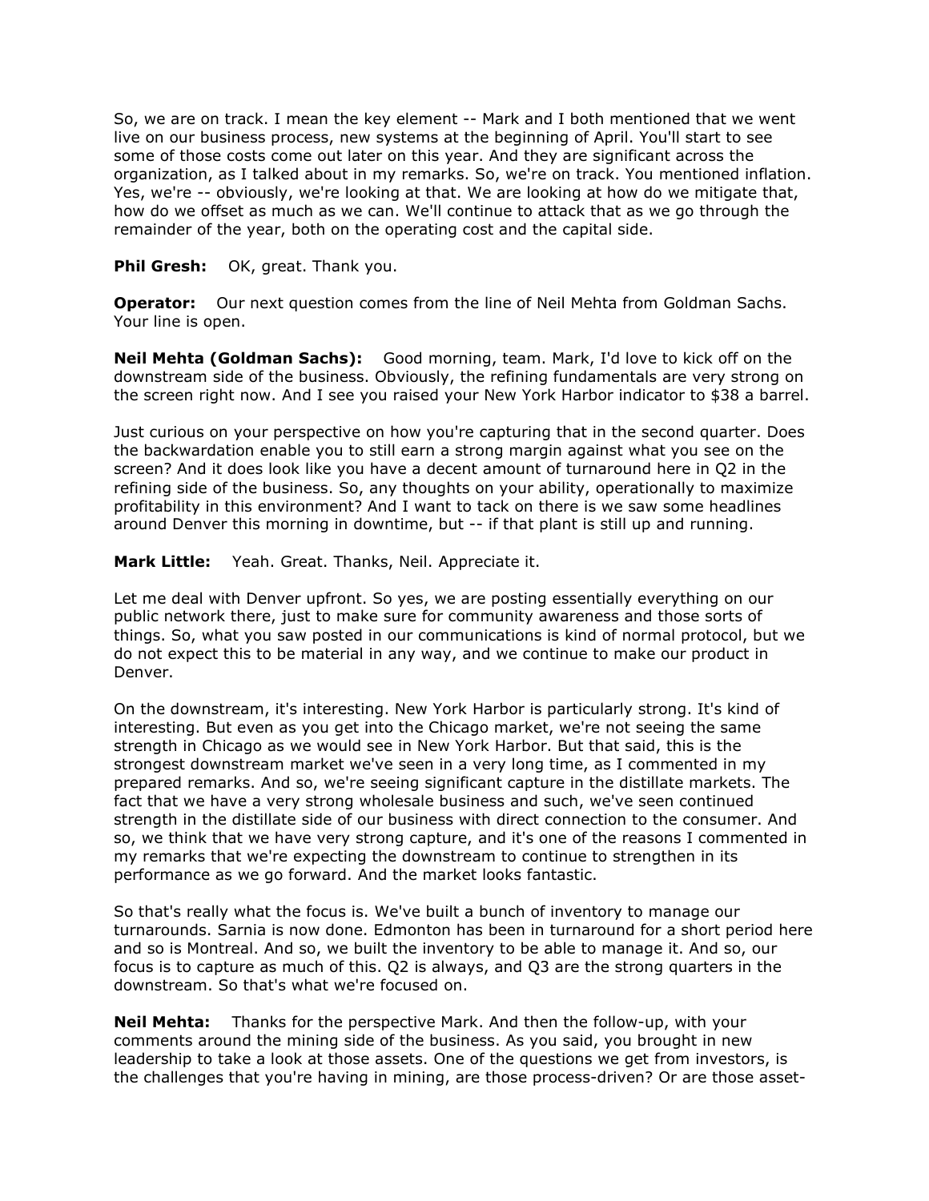So, we are on track. I mean the key element -- Mark and I both mentioned that we went live on our business process, new systems at the beginning of April. You'll start to see some of those costs come out later on this year. And they are significant across the organization, as I talked about in my remarks. So, we're on track. You mentioned inflation. Yes, we're -- obviously, we're looking at that. We are looking at how do we mitigate that, how do we offset as much as we can. We'll continue to attack that as we go through the remainder of the year, both on the operating cost and the capital side.

**Phil Gresh:** OK, great. Thank you.

**Operator:** Our next question comes from the line of Neil Mehta from Goldman Sachs. Your line is open.

**Neil Mehta (Goldman Sachs):** Good morning, team. Mark, I'd love to kick off on the downstream side of the business. Obviously, the refining fundamentals are very strong on the screen right now. And I see you raised your New York Harbor indicator to $38 a barrel.

Just curious on your perspective on how you're capturing that in the second quarter. Does the backwardation enable you to still earn a strong margin against what you see on the screen? And it does look like you have a decent amount of turnaround here in Q2 in the refining side of the business. So, any thoughts on your ability, operationally to maximize profitability in this environment? And I want to tack on there is we saw some headlines around Denver this morning in downtime, but -- if that plant is still up and running.

**Mark Little:** Yeah. Great. Thanks, Neil. Appreciate it.

Let me deal with Denver upfront. So yes, we are posting essentially everything on our public network there, just to make sure for community awareness and those sorts of things. So, what you saw posted in our communications is kind of normal protocol, but we do not expect this to be material in any way, and we continue to make our product in Denver.

On the downstream, it's interesting. New York Harbor is particularly strong. It's kind of interesting. But even as you get into the Chicago market, we're not seeing the same strength in Chicago as we would see in New York Harbor. But that said, this is the strongest downstream market we've seen in a very long time, as I commented in my prepared remarks. And so, we're seeing significant capture in the distillate markets. The fact that we have a very strong wholesale business and such, we've seen continued strength in the distillate side of our business with direct connection to the consumer. And so, we think that we have very strong capture, and it's one of the reasons I commented in my remarks that we're expecting the downstream to continue to strengthen in its performance as we go forward. And the market looks fantastic.

So that's really what the focus is. We've built a bunch of inventory to manage our turnarounds. Sarnia is now done. Edmonton has been in turnaround for a short period here and so is Montreal. And so, we built the inventory to be able to manage it. And so, our focus is to capture as much of this. Q2 is always, and Q3 are the strong quarters in the downstream. So that's what we're focused on.

**Neil Mehta:** Thanks for the perspective Mark. And then the follow-up, with your comments around the mining side of the business. As you said, you brought in new leadership to take a look at those assets. One of the questions we get from investors, is the challenges that you're having in mining, are those process-driven? Or are those asset-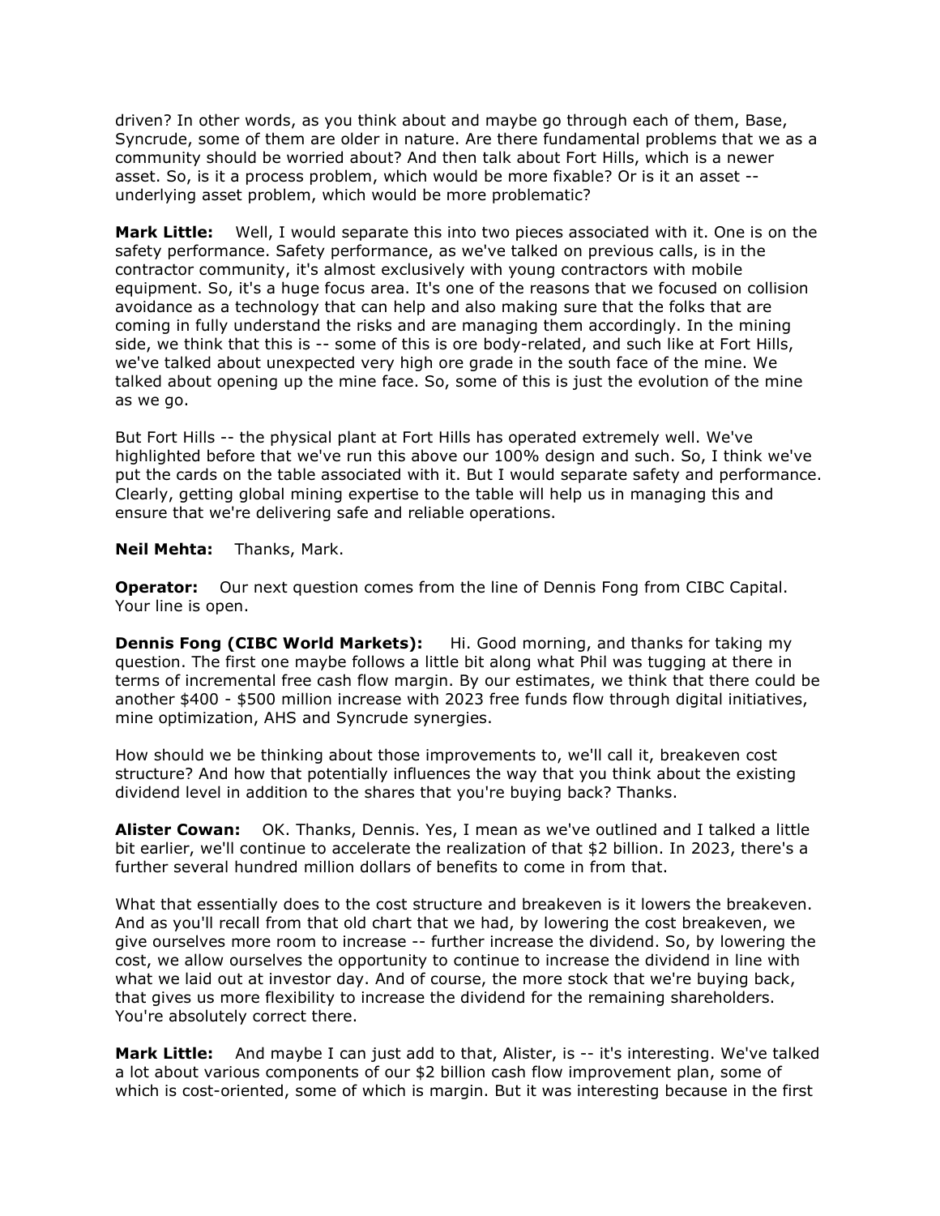driven? In other words, as you think about and maybe go through each of them, Base, Syncrude, some of them are older in nature. Are there fundamental problems that we as a community should be worried about? And then talk about Fort Hills, which is a newer asset. So, is it a process problem, which would be more fixable? Or is it an asset -- underlying asset problem, which would be more problematic?

**Mark Little:** Well, I would separate this into two pieces associated with it. One is on the safety performance. Safety performance, as we've talked on previous calls, is in the contractor community, it's almost exclusively with young contractors with mobile equipment. So, it's a huge focus area. It's one of the reasons that we focused on collision avoidance as a technology that can help and also making sure that the folks that are coming in fully understand the risks and are managing them accordingly. In the mining side, we think that this is -- some of this is ore body-related, and such like at Fort Hills, we've talked about unexpected very high ore grade in the south face of the mine. We talked about opening up the mine face. So, some of this is just the evolution of the mine as we go.

But Fort Hills -- the physical plant at Fort Hills has operated extremely well. We've highlighted before that we've run this above our 100% design and such. So, I think we've put the cards on the table associated with it. But I would separate safety and performance. Clearly, getting global mining expertise to the table will help us in managing this and ensure that we're delivering safe and reliable operations.

**Neil Mehta:** Thanks, Mark.

**Operator:** Our next question comes from the line of Dennis Fong from CIBC Capital. Your line is open.

**Dennis Fong (CIBC World Markets):** Hi. Good morning, and thanks for taking my question. The first one maybe follows a little bit along what Phil was tugging at there in terms of incremental free cash flow margin. By our estimates, we think that there could be another $400 - $500 million increase with 2023 free funds flow through digital initiatives, mine optimization, AHS and Syncrude synergies.

How should we be thinking about those improvements to, we'll call it, breakeven cost structure? And how that potentially influences the way that you think about the existing dividend level in addition to the shares that you're buying back? Thanks.

**Alister Cowan:** OK. Thanks, Dennis. Yes, I mean as we've outlined and I talked a little bit earlier, we'll continue to accelerate the realization of that $2 billion. In 2023, there's a further several hundred million dollars of benefits to come in from that.

What that essentially does to the cost structure and breakeven is it lowers the breakeven. And as you'll recall from that old chart that we had, by lowering the cost breakeven, we give ourselves more room to increase -- further increase the dividend. So, by lowering the cost, we allow ourselves the opportunity to continue to increase the dividend in line with what we laid out at investor day. And of course, the more stock that we're buying back, that gives us more flexibility to increase the dividend for the remaining shareholders. You're absolutely correct there.

**Mark Little:** And maybe I can just add to that, Alister, is -- it's interesting. We've talked a lot about various components of our $2 billion cash flow improvement plan, some of which is cost-oriented, some of which is margin. But it was interesting because in the first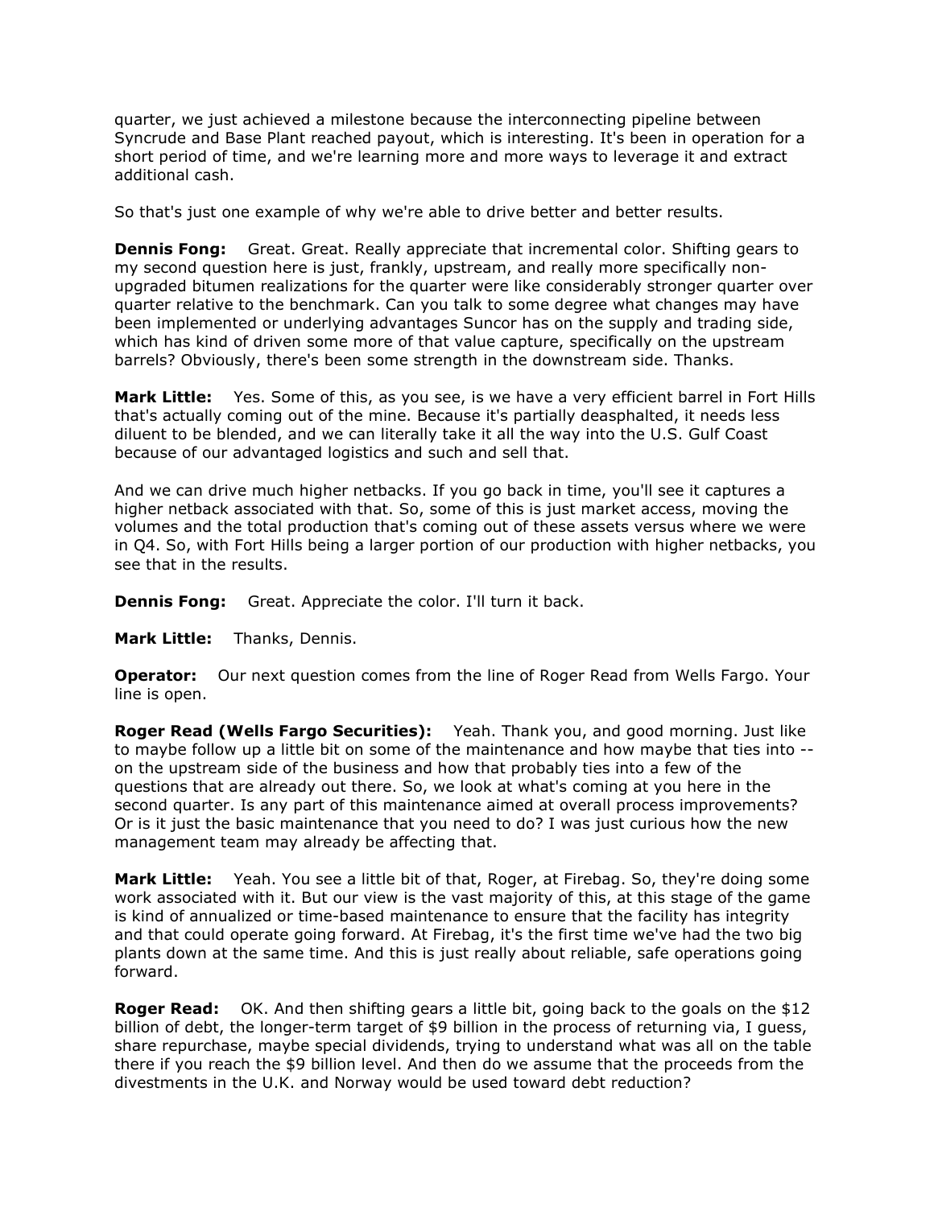quarter, we just achieved a milestone because the interconnecting pipeline between Syncrude and Base Plant reached payout, which is interesting. It's been in operation for a short period of time, and we're learning more and more ways to leverage it and extract additional cash.

So that's just one example of why we're able to drive better and better results.

**Dennis Fong:** Great. Great. Really appreciate that incremental color. Shifting gears to my second question here is just, frankly, upstream, and really more specifically non-upgraded bitumen realizations for the quarter were like considerably stronger quarter over quarter relative to the benchmark. Can you talk to some degree what changes may have been implemented or underlying advantages Suncor has on the supply and trading side, which has kind of driven some more of that value capture, specifically on the upstream barrels? Obviously, there's been some strength in the downstream side. Thanks.

**Mark Little:** Yes. Some of this, as you see, is we have a very efficient barrel in Fort Hills that's actually coming out of the mine. Because it's partially deasphalted, it needs less diluent to be blended, and we can literally take it all the way into the U.S. Gulf Coast because of our advantaged logistics and such and sell that.

And we can drive much higher netbacks. If you go back in time, you'll see it captures a higher netback associated with that. So, some of this is just market access, moving the volumes and the total production that's coming out of these assets versus where we were in Q4. So, with Fort Hills being a larger portion of our production with higher netbacks, you see that in the results.

**Dennis Fong:** Great. Appreciate the color. I'll turn it back.

**Mark Little:** Thanks, Dennis.

**Operator:** Our next question comes from the line of Roger Read from Wells Fargo. Your line is open.

**Roger Read (Wells Fargo Securities):** Yeah. Thank you, and good morning. Just like to maybe follow up a little bit on some of the maintenance and how maybe that ties into -- on the upstream side of the business and how that probably ties into a few of the questions that are already out there. So, we look at what's coming at you here in the second quarter. Is any part of this maintenance aimed at overall process improvements? Or is it just the basic maintenance that you need to do? I was just curious how the new management team may already be affecting that.

**Mark Little:** Yeah. You see a little bit of that, Roger, at Firebag. So, they're doing some work associated with it. But our view is the vast majority of this, at this stage of the game is kind of annualized or time-based maintenance to ensure that the facility has integrity and that could operate going forward. At Firebag, it's the first time we've had the two big plants down at the same time. And this is just really about reliable, safe operations going forward.

**Roger Read:** OK. And then shifting gears a little bit, going back to the goals on the $12 billion of debt, the longer-term target of $9 billion in the process of returning via, I guess, share repurchase, maybe special dividends, trying to understand what was all on the table there if you reach the $9 billion level. And then do we assume that the proceeds from the divestments in the U.K. and Norway would be used toward debt reduction?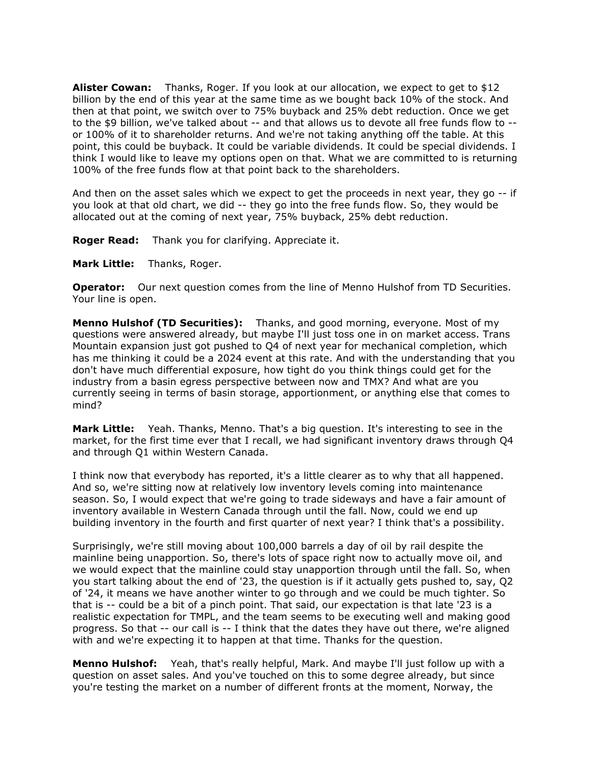**Alister Cowan:** Thanks, Roger. If you look at our allocation, we expect to get to $12 billion by the end of this year at the same time as we bought back 10% of the stock. And then at that point, we switch over to 75% buyback and 25% debt reduction. Once we get to the $9 billion, we've talked about -- and that allows us to devote all free funds flow to -- or 100% of it to shareholder returns. And we're not taking anything off the table. At this point, this could be buyback. It could be variable dividends. It could be special dividends. I think I would like to leave my options open on that. What we are committed to is returning 100% of the free funds flow at that point back to the shareholders.

And then on the asset sales which we expect to get the proceeds in next year, they go -- if you look at that old chart, we did -- they go into the free funds flow. So, they would be allocated out at the coming of next year, 75% buyback, 25% debt reduction.

**Roger Read:** Thank you for clarifying. Appreciate it.

**Mark Little:** Thanks, Roger.

**Operator:** Our next question comes from the line of Menno Hulshof from TD Securities. Your line is open.

**Menno Hulshof (TD Securities):** Thanks, and good morning, everyone. Most of my questions were answered already, but maybe I'll just toss one in on market access. Trans Mountain expansion just got pushed to Q4 of next year for mechanical completion, which has me thinking it could be a 2024 event at this rate. And with the understanding that you don't have much differential exposure, how tight do you think things could get for the industry from a basin egress perspective between now and TMX? And what are you currently seeing in terms of basin storage, apportionment, or anything else that comes to mind?

**Mark Little:** Yeah. Thanks, Menno. That's a big question. It's interesting to see in the market, for the first time ever that I recall, we had significant inventory draws through Q4 and through Q1 within Western Canada.

I think now that everybody has reported, it's a little clearer as to why that all happened. And so, we're sitting now at relatively low inventory levels coming into maintenance season. So, I would expect that we're going to trade sideways and have a fair amount of inventory available in Western Canada through until the fall. Now, could we end up building inventory in the fourth and first quarter of next year? I think that's a possibility.

Surprisingly, we're still moving about 100,000 barrels a day of oil by rail despite the mainline being unapportion. So, there's lots of space right now to actually move oil, and we would expect that the mainline could stay unapportion through until the fall. So, when you start talking about the end of '23, the question is if it actually gets pushed to, say, Q2 of '24, it means we have another winter to go through and we could be much tighter. So that is -- could be a bit of a pinch point. That said, our expectation is that late '23 is a realistic expectation for TMPL, and the team seems to be executing well and making good progress. So that -- our call is -- I think that the dates they have out there, we're aligned with and we're expecting it to happen at that time. Thanks for the question.

**Menno Hulshof:** Yeah, that's really helpful, Mark. And maybe I'll just follow up with a question on asset sales. And you've touched on this to some degree already, but since you're testing the market on a number of different fronts at the moment, Norway, the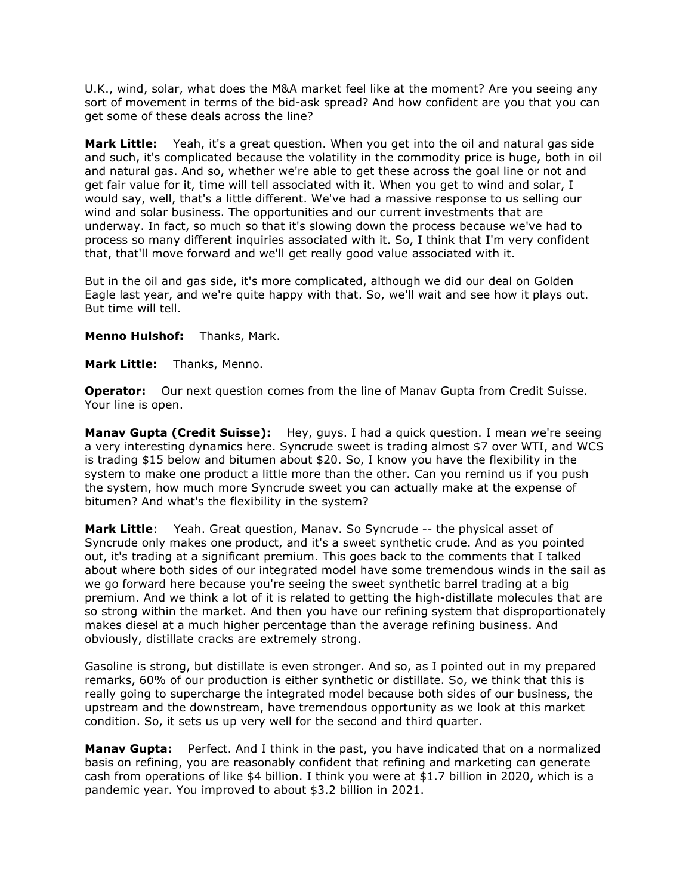U.K., wind, solar, what does the M&A market feel like at the moment? Are you seeing any sort of movement in terms of the bid-ask spread? And how confident are you that you can get some of these deals across the line?

**Mark Little:** Yeah, it's a great question. When you get into the oil and natural gas side and such, it's complicated because the volatility in the commodity price is huge, both in oil and natural gas. And so, whether we're able to get these across the goal line or not and get fair value for it, time will tell associated with it. When you get to wind and solar, I would say, well, that's a little different. We've had a massive response to us selling our wind and solar business. The opportunities and our current investments that are underway. In fact, so much so that it's slowing down the process because we've had to process so many different inquiries associated with it. So, I think that I'm very confident that, that'll move forward and we'll get really good value associated with it.

But in the oil and gas side, it's more complicated, although we did our deal on Golden Eagle last year, and we're quite happy with that. So, we'll wait and see how it plays out. But time will tell.

**Menno Hulshof:** Thanks, Mark.

**Mark Little:** Thanks, Menno.

**Operator:** Our next question comes from the line of Manav Gupta from Credit Suisse. Your line is open.

**Manav Gupta (Credit Suisse):** Hey, guys. I had a quick question. I mean we're seeing a very interesting dynamics here. Syncrude sweet is trading almost $7 over WTI, and WCS is trading $15 below and bitumen about $20. So, I know you have the flexibility in the system to make one product a little more than the other. Can you remind us if you push the system, how much more Syncrude sweet you can actually make at the expense of bitumen? And what's the flexibility in the system?

**Mark Little**: Yeah. Great question, Manav. So Syncrude -- the physical asset of Syncrude only makes one product, and it's a sweet synthetic crude. And as you pointed out, it's trading at a significant premium. This goes back to the comments that I talked about where both sides of our integrated model have some tremendous winds in the sail as we go forward here because you're seeing the sweet synthetic barrel trading at a big premium. And we think a lot of it is related to getting the high-distillate molecules that are so strong within the market. And then you have our refining system that disproportionately makes diesel at a much higher percentage than the average refining business. And obviously, distillate cracks are extremely strong.

Gasoline is strong, but distillate is even stronger. And so, as I pointed out in my prepared remarks, 60% of our production is either synthetic or distillate. So, we think that this is really going to supercharge the integrated model because both sides of our business, the upstream and the downstream, have tremendous opportunity as we look at this market condition. So, it sets us up very well for the second and third quarter.

**Manav Gupta:** Perfect. And I think in the past, you have indicated that on a normalized basis on refining, you are reasonably confident that refining and marketing can generate cash from operations of like $4 billion. I think you were at $1.7 billion in 2020, which is a pandemic year. You improved to about $3.2 billion in 2021.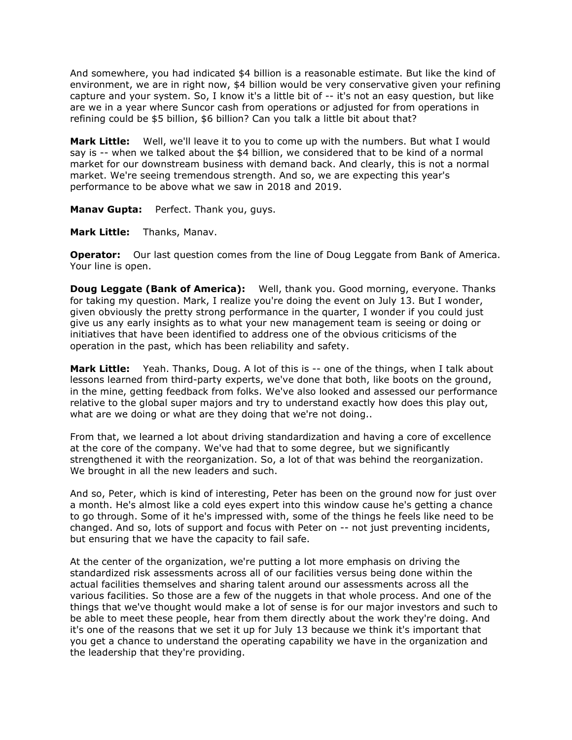And somewhere, you had indicated $4 billion is a reasonable estimate. But like the kind of environment, we are in right now, $4 billion would be very conservative given your refining capture and your system. So, I know it's a little bit of -- it's not an easy question, but like are we in a year where Suncor cash from operations or adjusted for from operations in refining could be $5 billion, $6 billion? Can you talk a little bit about that?

**Mark Little:** Well, we'll leave it to you to come up with the numbers. But what I would say is -- when we talked about the $4 billion, we considered that to be kind of a normal market for our downstream business with demand back. And clearly, this is not a normal market. We're seeing tremendous strength. And so, we are expecting this year's performance to be above what we saw in 2018 and 2019.

**Manav Gupta:** Perfect. Thank you, guys.

**Mark Little:** Thanks, Manav.

**Operator:** Our last question comes from the line of Doug Leggate from Bank of America. Your line is open.

**Doug Leggate (Bank of America):** Well, thank you. Good morning, everyone. Thanks for taking my question. Mark, I realize you're doing the event on July 13. But I wonder, given obviously the pretty strong performance in the quarter, I wonder if you could just give us any early insights as to what your new management team is seeing or doing or initiatives that have been identified to address one of the obvious criticisms of the operation in the past, which has been reliability and safety.

**Mark Little:** Yeah. Thanks, Doug. A lot of this is -- one of the things, when I talk about lessons learned from third-party experts, we've done that both, like boots on the ground, in the mine, getting feedback from folks. We've also looked and assessed our performance relative to the global super majors and try to understand exactly how does this play out, what are we doing or what are they doing that we're not doing..

From that, we learned a lot about driving standardization and having a core of excellence at the core of the company. We've had that to some degree, but we significantly strengthened it with the reorganization. So, a lot of that was behind the reorganization. We brought in all the new leaders and such.

And so, Peter, which is kind of interesting, Peter has been on the ground now for just over a month. He's almost like a cold eyes expert into this window cause he's getting a chance to go through. Some of it he's impressed with, some of the things he feels like need to be changed. And so, lots of support and focus with Peter on -- not just preventing incidents, but ensuring that we have the capacity to fail safe.

At the center of the organization, we're putting a lot more emphasis on driving the standardized risk assessments across all of our facilities versus being done within the actual facilities themselves and sharing talent around our assessments across all the various facilities. So those are a few of the nuggets in that whole process. And one of the things that we've thought would make a lot of sense is for our major investors and such to be able to meet these people, hear from them directly about the work they're doing. And it's one of the reasons that we set it up for July 13 because we think it's important that you get a chance to understand the operating capability we have in the organization and the leadership that they're providing.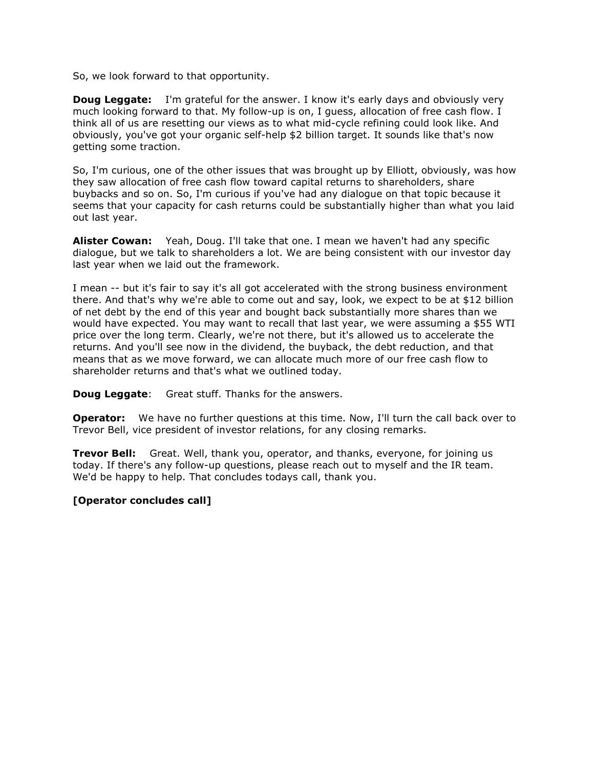So, we look forward to that opportunity.

**Doug Leggate:** I'm grateful for the answer. I know it's early days and obviously very much looking forward to that. My follow-up is on, I guess, allocation of free cash flow. I think all of us are resetting our views as to what mid-cycle refining could look like. And obviously, you've got your organic self-help $2 billion target. It sounds like that's now getting some traction.

So, I'm curious, one of the other issues that was brought up by Elliott, obviously, was how they saw allocation of free cash flow toward capital returns to shareholders, share buybacks and so on. So, I'm curious if you've had any dialogue on that topic because it seems that your capacity for cash returns could be substantially higher than what you laid out last year.

**Alister Cowan:** Yeah, Doug. I'll take that one. I mean we haven't had any specific dialogue, but we talk to shareholders a lot. We are being consistent with our investor day last year when we laid out the framework.

I mean -- but it's fair to say it's all got accelerated with the strong business environment there. And that's why we're able to come out and say, look, we expect to be at $12 billion of net debt by the end of this year and bought back substantially more shares than we would have expected. You may want to recall that last year, we were assuming a $55 WTI price over the long term. Clearly, we're not there, but it's allowed us to accelerate the returns. And you'll see now in the dividend, the buyback, the debt reduction, and that means that as we move forward, we can allocate much more of our free cash flow to shareholder returns and that's what we outlined today.

**Doug Leggate**: Great stuff. Thanks for the answers.

**Operator:** We have no further questions at this time. Now, I'll turn the call back over to Trevor Bell, vice president of investor relations, for any closing remarks.

**Trevor Bell:** Great. Well, thank you, operator, and thanks, everyone, for joining us today. If there's any follow-up questions, please reach out to myself and the IR team. We'd be happy to help. That concludes todays call, thank you.

**[Operator concludes call]**